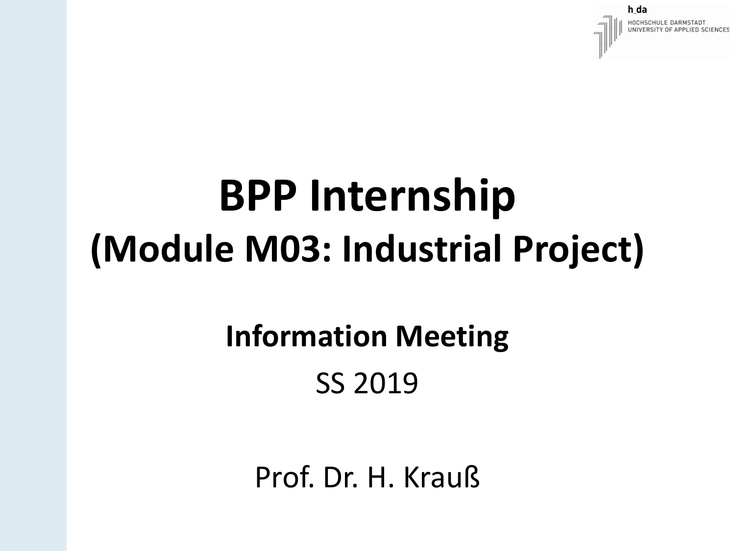# BPP Internship
## (Module M03: Industrial Project)

**Information Meeting**

SS 2019

Prof. Dr. H. Krauß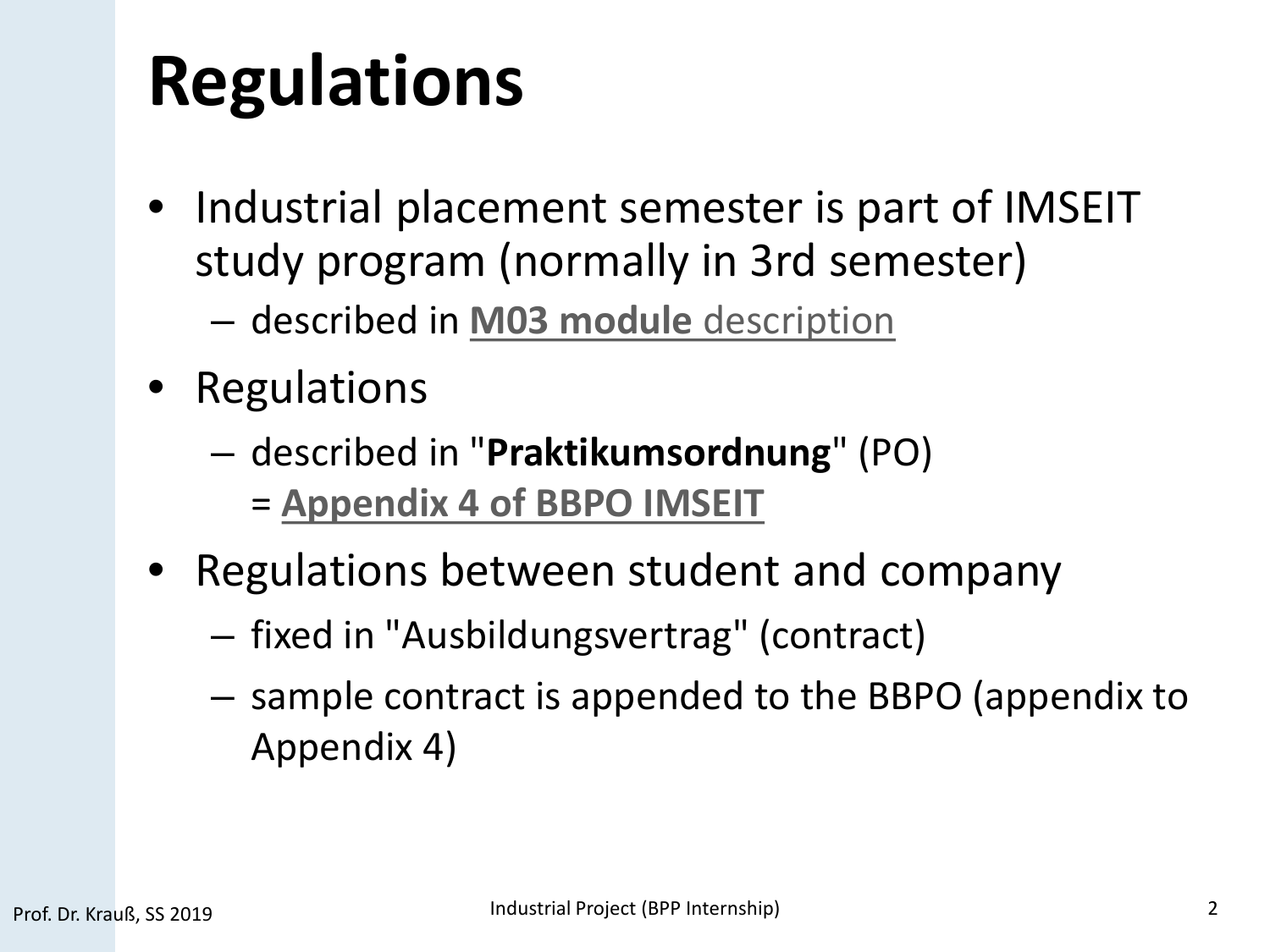# Regulations

- Industrial placement semester is part of IMSEIT study program (normally in 3rd semester)
  - described in **M03 module** description
- Regulations
  - described in "**Praktikumsordnung**" (PO) = **Appendix 4 of BBPO IMSEIT**
- Regulations between student and company
  - fixed in "Ausbildungsvertrag" (contract)
  - sample contract is appended to the BBPO (appendix to Appendix 4)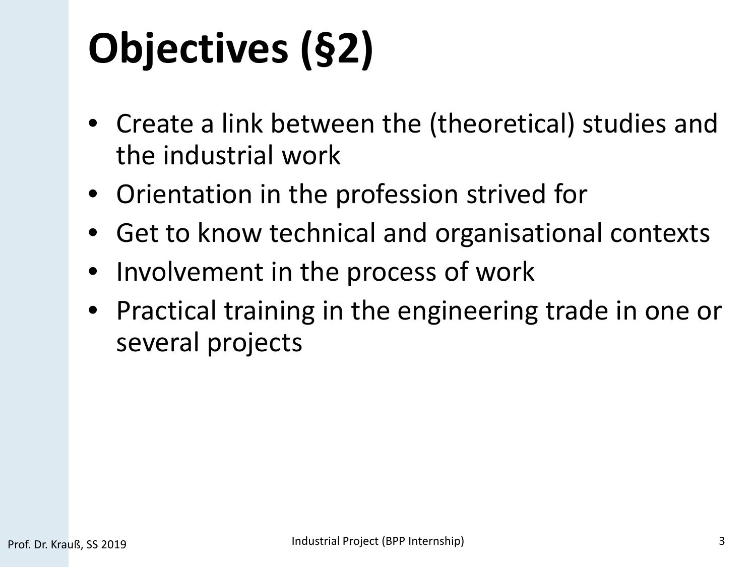# Objectives (§2)

- Create a link between the (theoretical) studies and the industrial work
- Orientation in the profession strived for
- Get to know technical and organisational contexts
- Involvement in the process of work
- Practical training in the engineering trade in one or several projects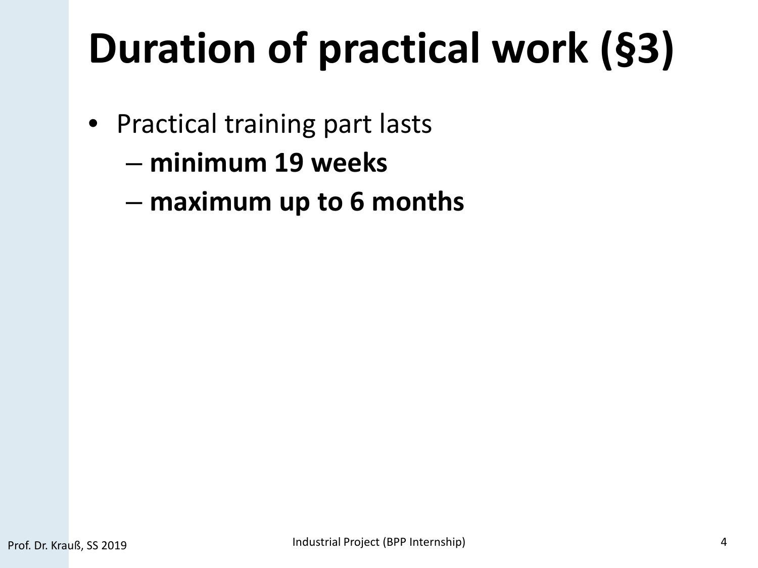# Duration of practical work (§3)

- Practical training part lasts
  - **minimum 19 weeks**
  - **maximum up to 6 months**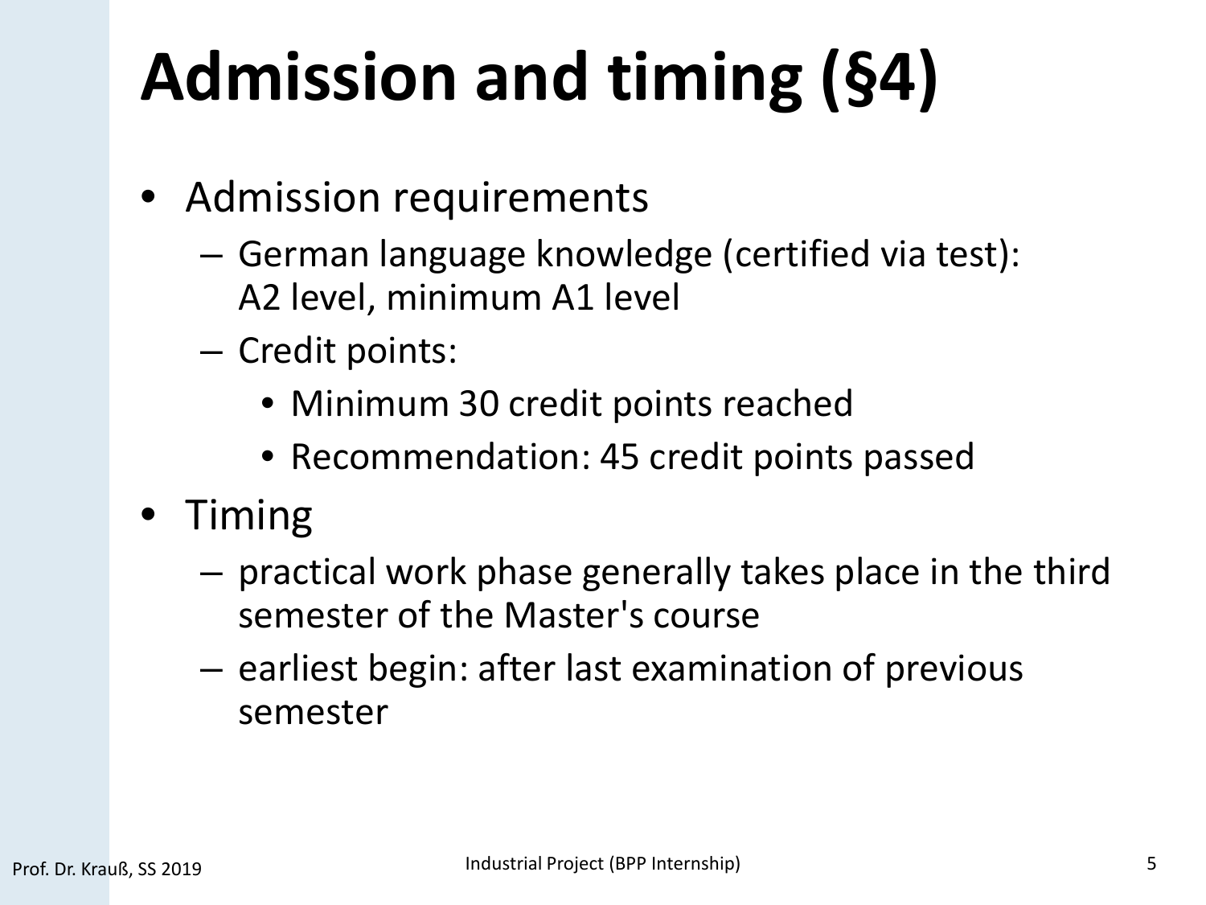# Admission and timing (§4)

- Admission requirements
  - German language knowledge (certified via test): A2 level, minimum A1 level
  - Credit points:
    - Minimum 30 credit points reached
    - Recommendation: 45 credit points passed
- Timing
  - practical work phase generally takes place in the third semester of the Master's course
  - earliest begin: after last examination of previous semester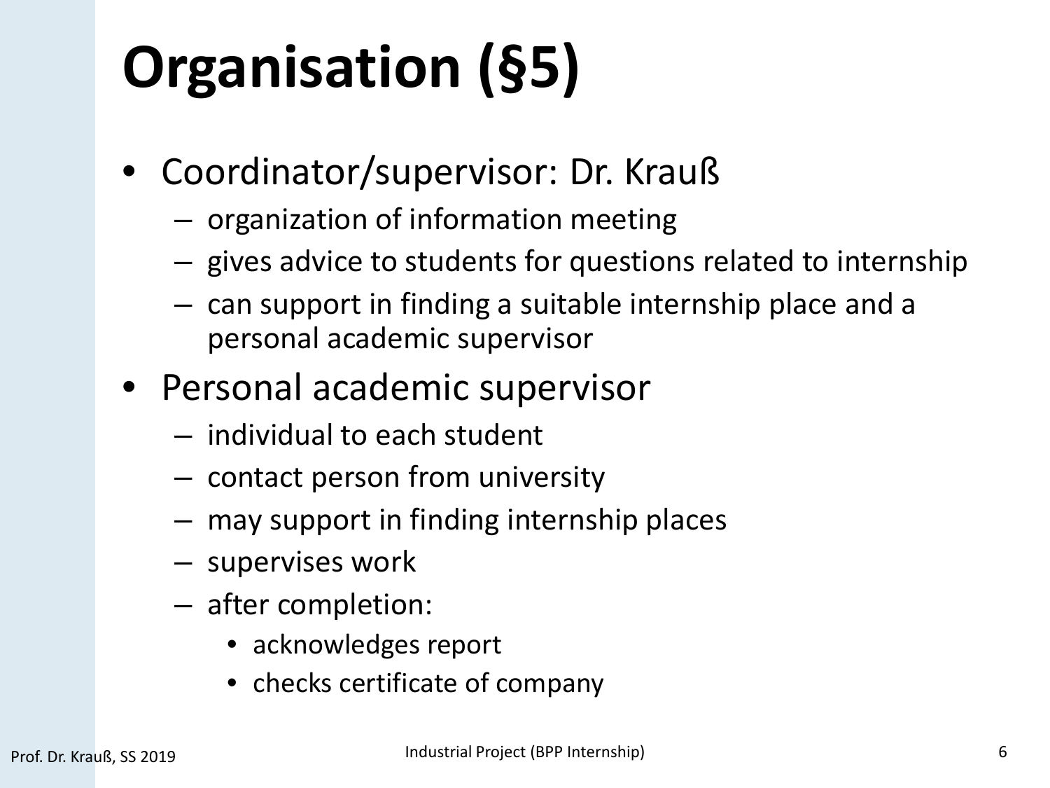# Organisation (§5)

- Coordinator/supervisor: Dr. Krauß
  - organization of information meeting
  - gives advice to students for questions related to internship
  - can support in finding a suitable internship place and a personal academic supervisor
- Personal academic supervisor
  - individual to each student
  - contact person from university
  - may support in finding internship places
  - supervises work
  - after completion:
    - acknowledges report
    - checks certificate of company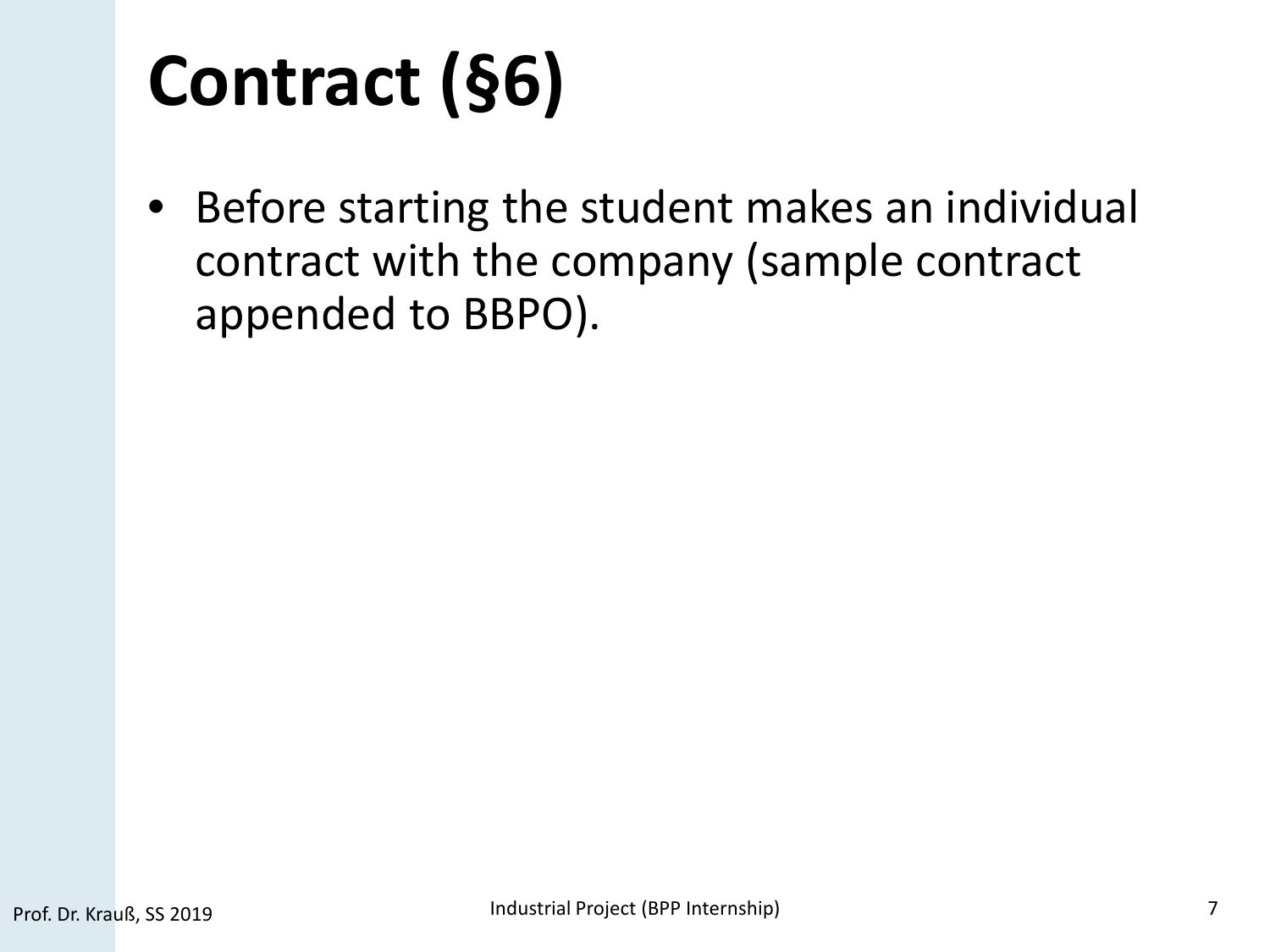# Contract (§6)

- Before starting the student makes an individual contract with the company (sample contract appended to BBPO).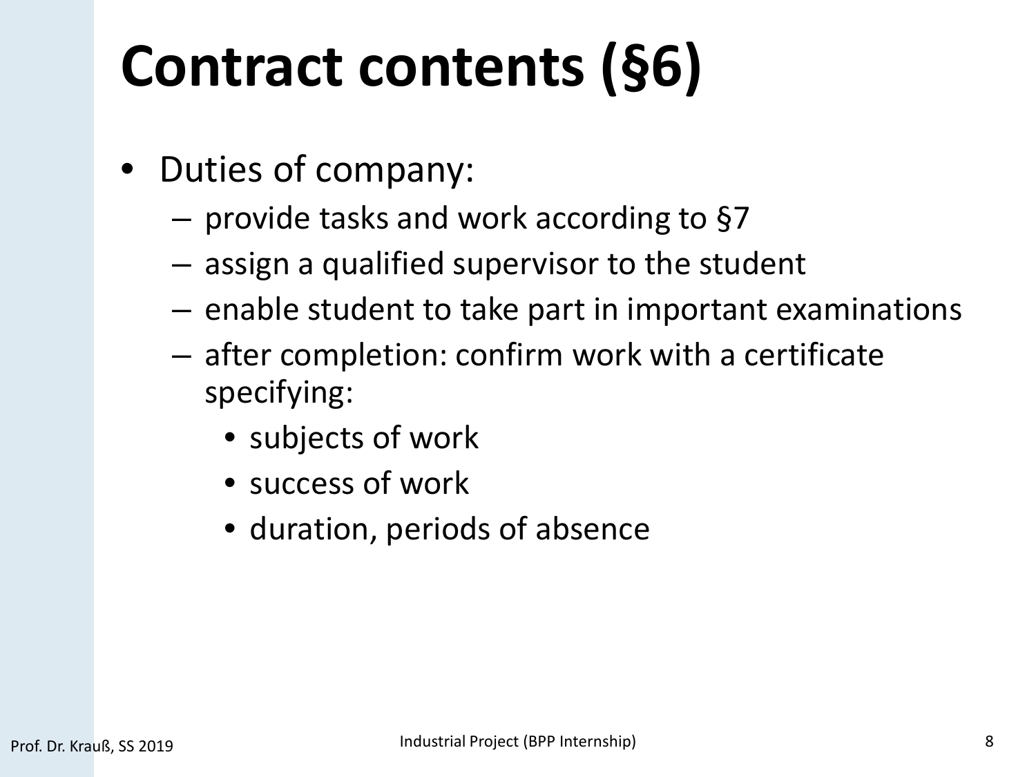# Contract contents (§6)

- Duties of company:
  - provide tasks and work according to §7
  - assign a qualified supervisor to the student
  - enable student to take part in important examinations
  - after completion: confirm work with a certificate specifying:
    - subjects of work
    - success of work
    - duration, periods of absence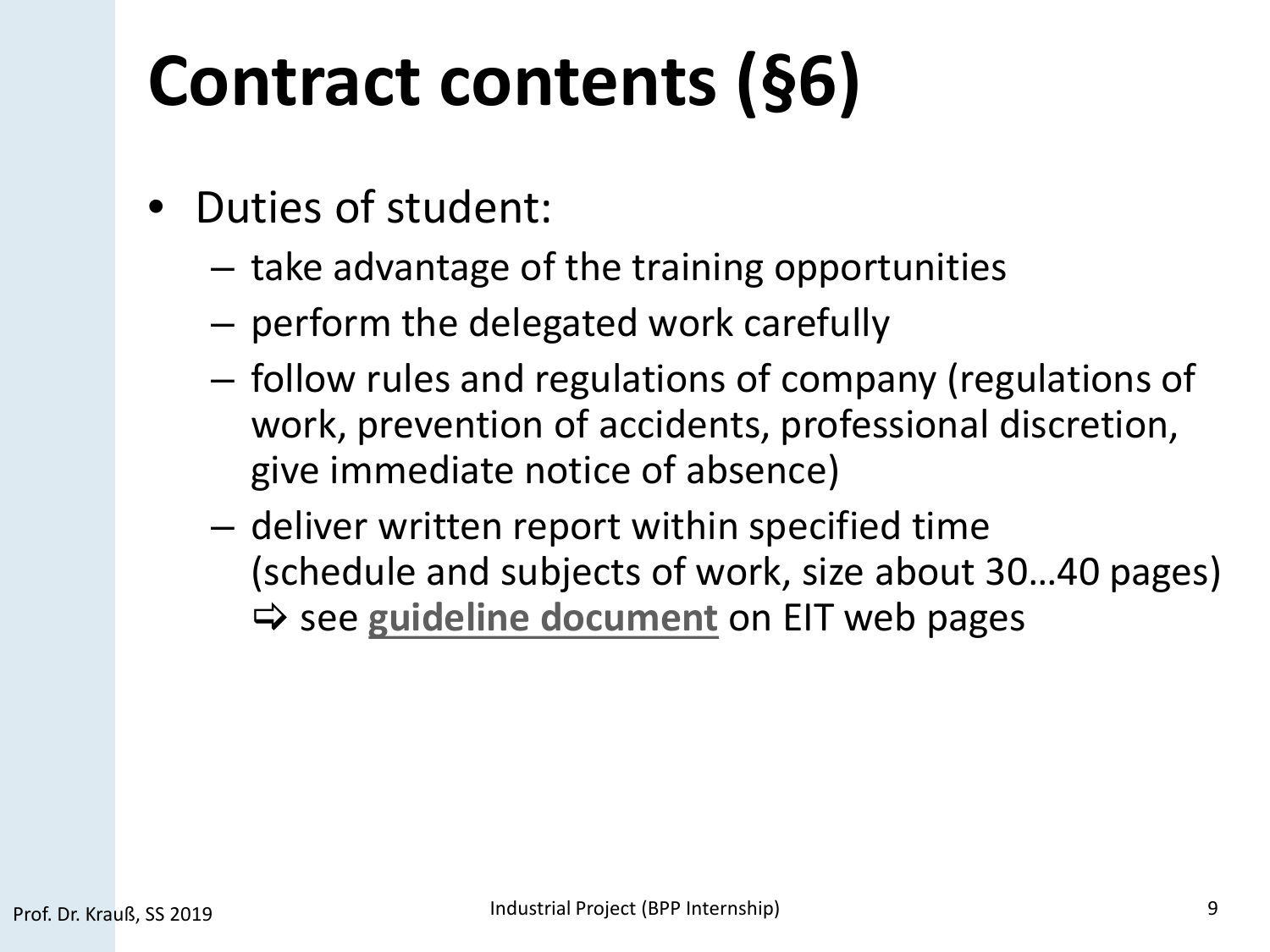# Contract contents (§6)

- Duties of student:
  - take advantage of the training opportunities
  - perform the delegated work carefully
  - follow rules and regulations of company (regulations of work, prevention of accidents, professional discretion, give immediate notice of absence)
  - deliver written report within specified time (schedule and subjects of work, size about 30…40 pages)
    ⇨ see **guideline document** on EIT web pages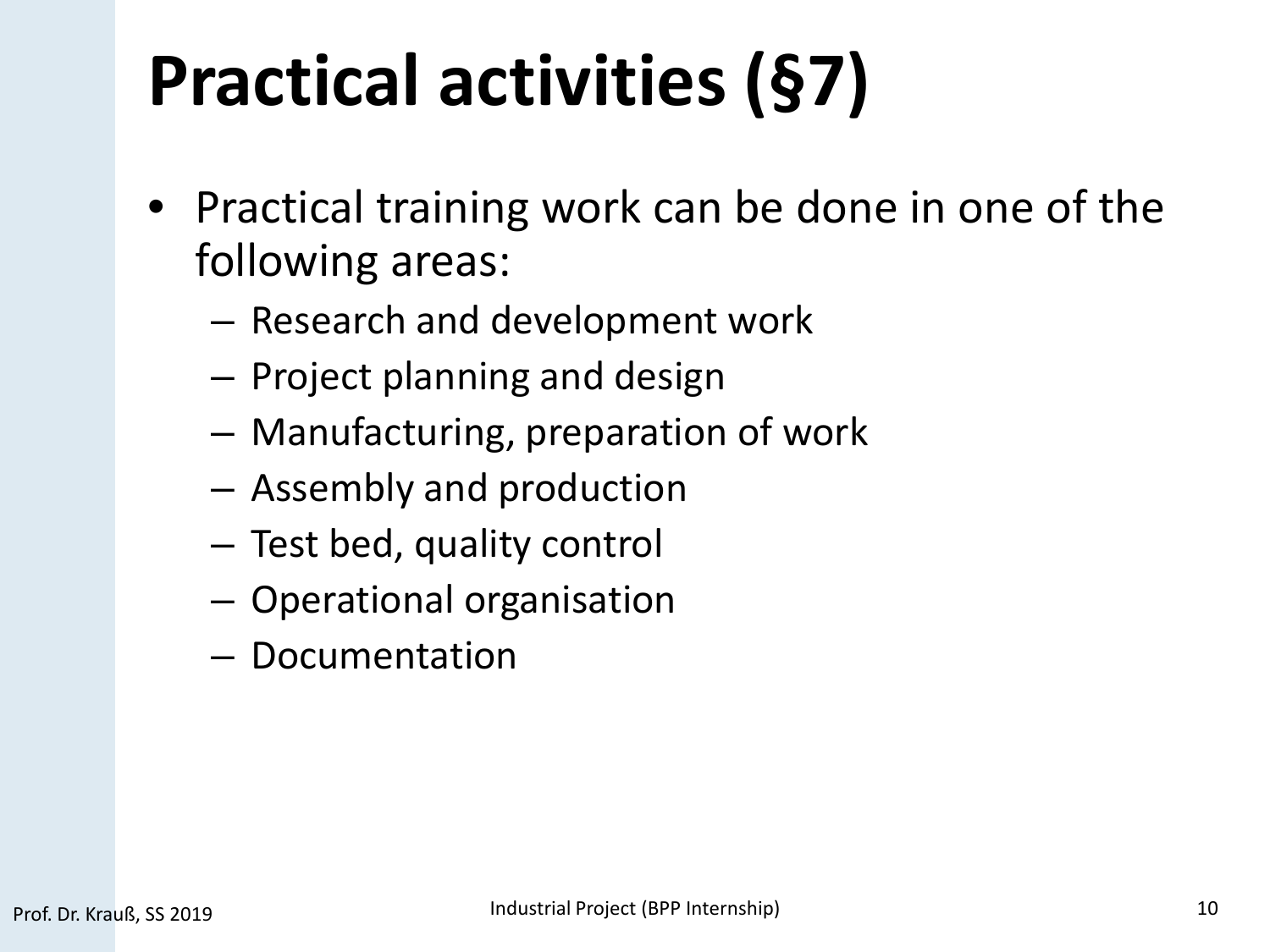# Practical activities (§7)

- Practical training work can be done in one of the following areas:
  - Research and development work
  - Project planning and design
  - Manufacturing, preparation of work
  - Assembly and production
  - Test bed, quality control
  - Operational organisation
  - Documentation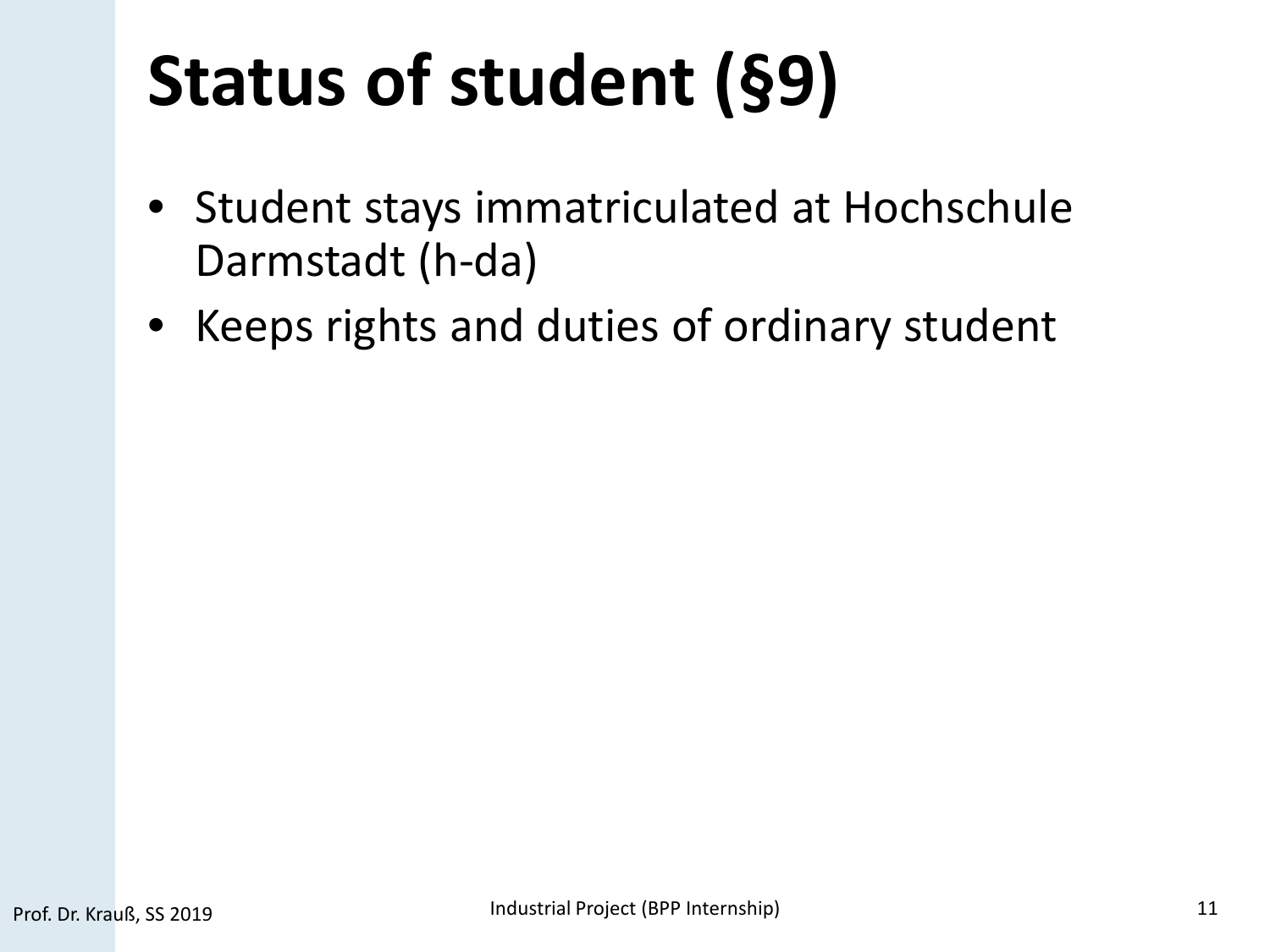# Status of student (§9)

- Student stays immatriculated at Hochschule Darmstadt (h-da)
- Keeps rights and duties of ordinary student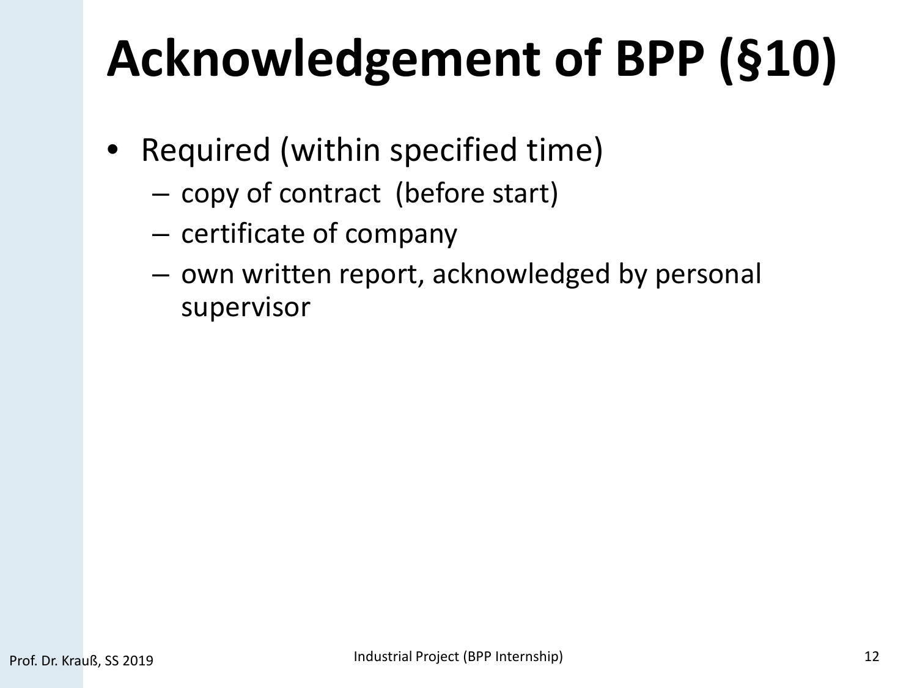# Acknowledgement of BPP (§10)

- Required (within specified time)
  - copy of contract (before start)
  - certificate of company
  - own written report, acknowledged by personal supervisor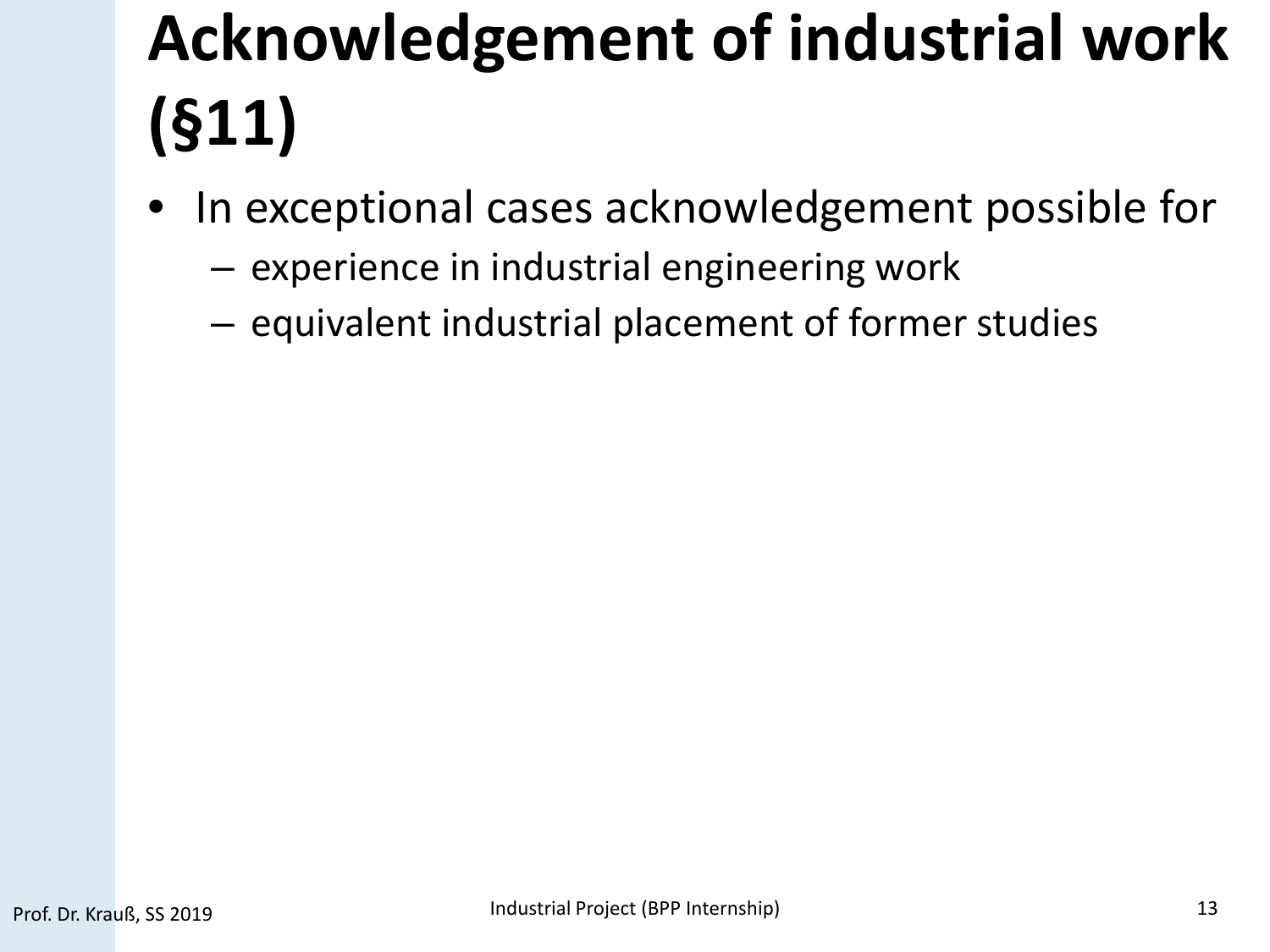# Acknowledgement of industrial work (§11)

- In exceptional cases acknowledgement possible for
  - experience in industrial engineering work
  - equivalent industrial placement of former studies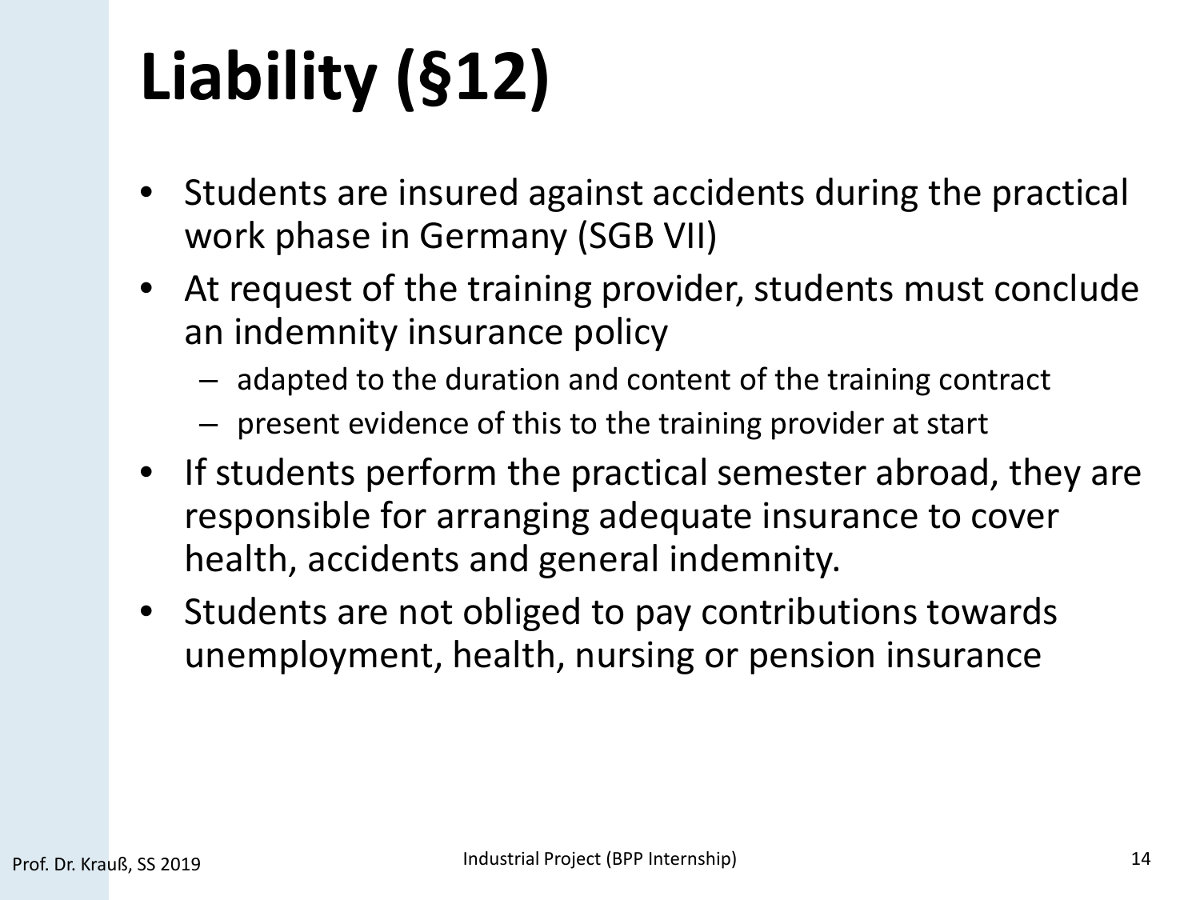# Liability (§12)

- Students are insured against accidents during the practical work phase in Germany (SGB VII)
- At request of the training provider, students must conclude an indemnity insurance policy
  - adapted to the duration and content of the training contract
  - present evidence of this to the training provider at start
- If students perform the practical semester abroad, they are responsible for arranging adequate insurance to cover health, accidents and general indemnity.
- Students are not obliged to pay contributions towards unemployment, health, nursing or pension insurance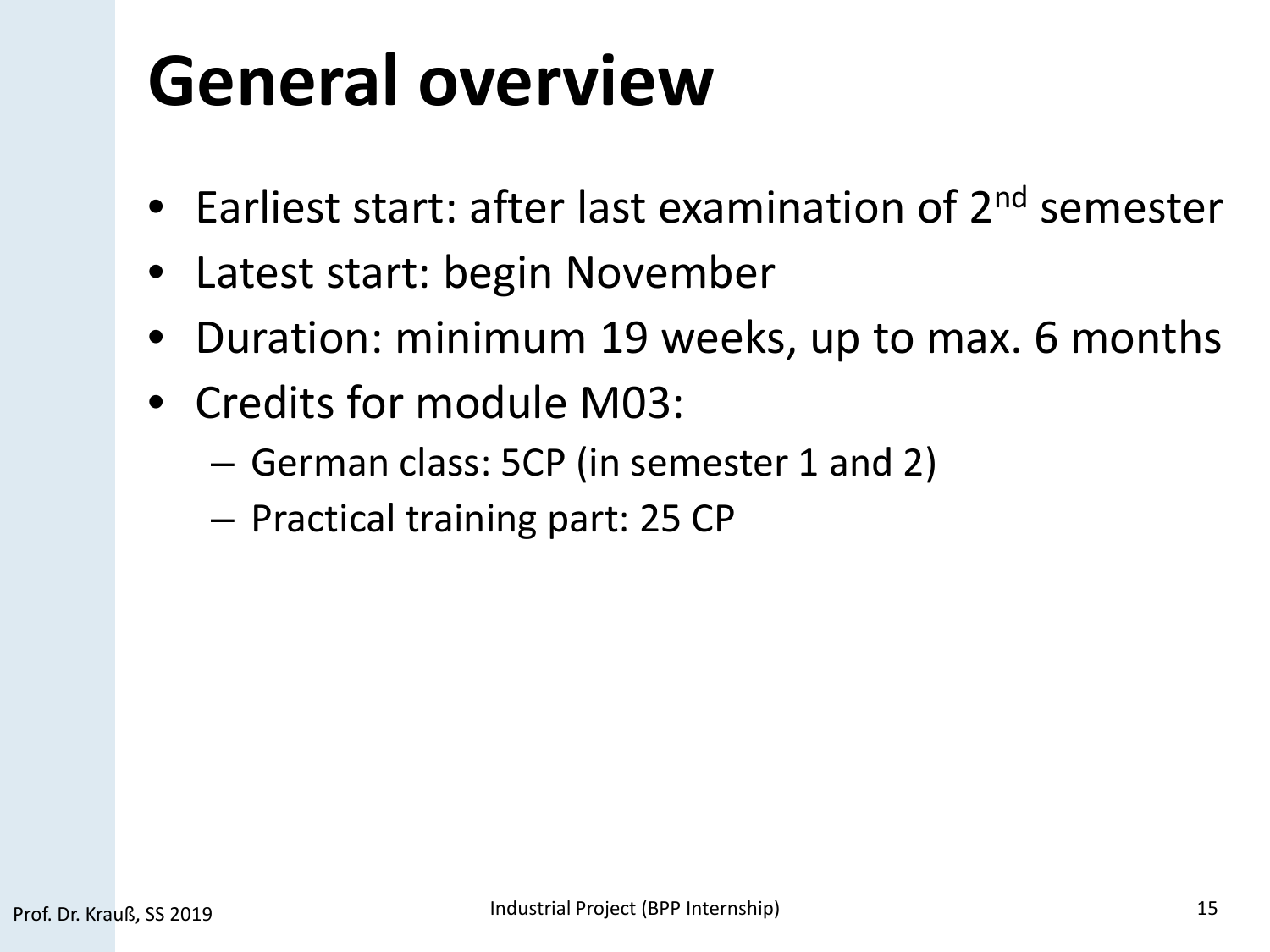# General overview

- Earliest start: after last examination of 2nd semester
- Latest start: begin November
- Duration: minimum 19 weeks, up to max. 6 months
- Credits for module M03:
  - German class: 5CP (in semester 1 and 2)
  - Practical training part: 25 CP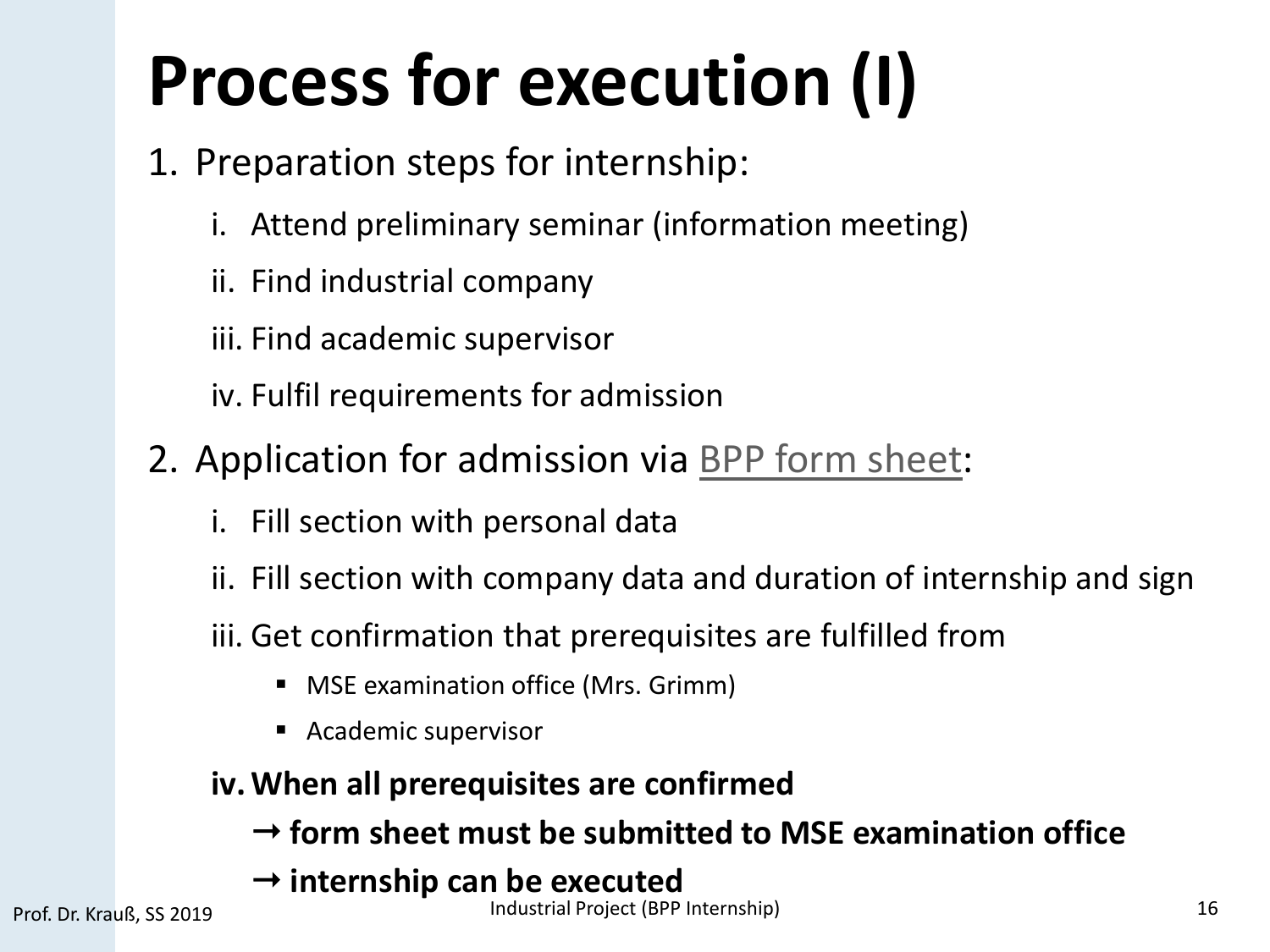# Process for execution (I)

1. Preparation steps for internship:
   i. Attend preliminary seminar (information meeting)
   ii. Find industrial company
   iii. Find academic supervisor
   iv. Fulfil requirements for admission
2. Application for admission via BPP form sheet:
   i. Fill section with personal data
   ii. Fill section with company data and duration of internship and sign
   iii. Get confirmation that prerequisites are fulfilled from
      - MSE examination office (Mrs. Grimm)
      - Academic supervisor

   **iv. When all prerequisites are confirmed**

   **→ form sheet must be submitted to MSE examination office**

   **→ internship can be executed**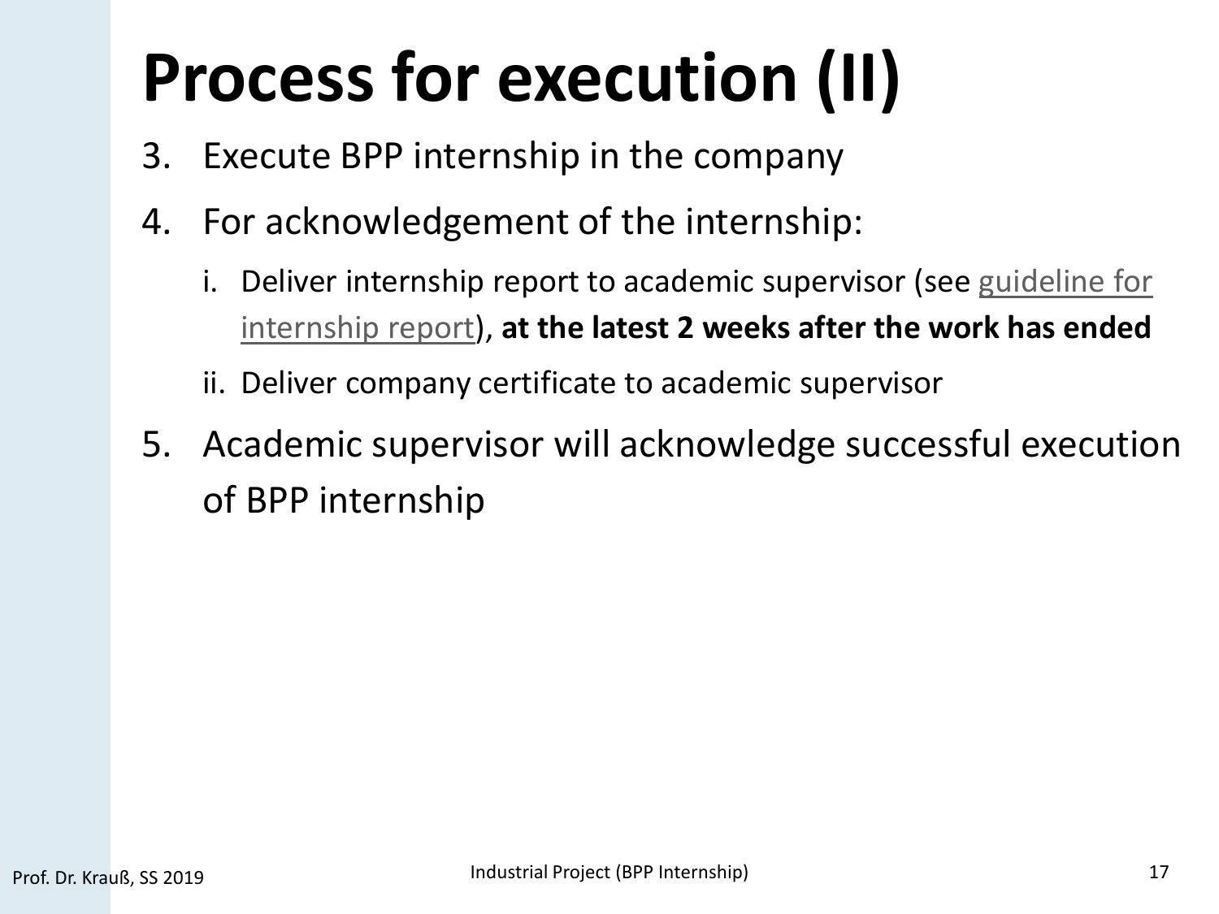# Process for execution (II)

3. Execute BPP internship in the company
4. For acknowledgement of the internship:
   i. Deliver internship report to academic supervisor (see guideline for internship report), **at the latest 2 weeks after the work has ended**
   ii. Deliver company certificate to academic supervisor
5. Academic supervisor will acknowledge successful execution of BPP internship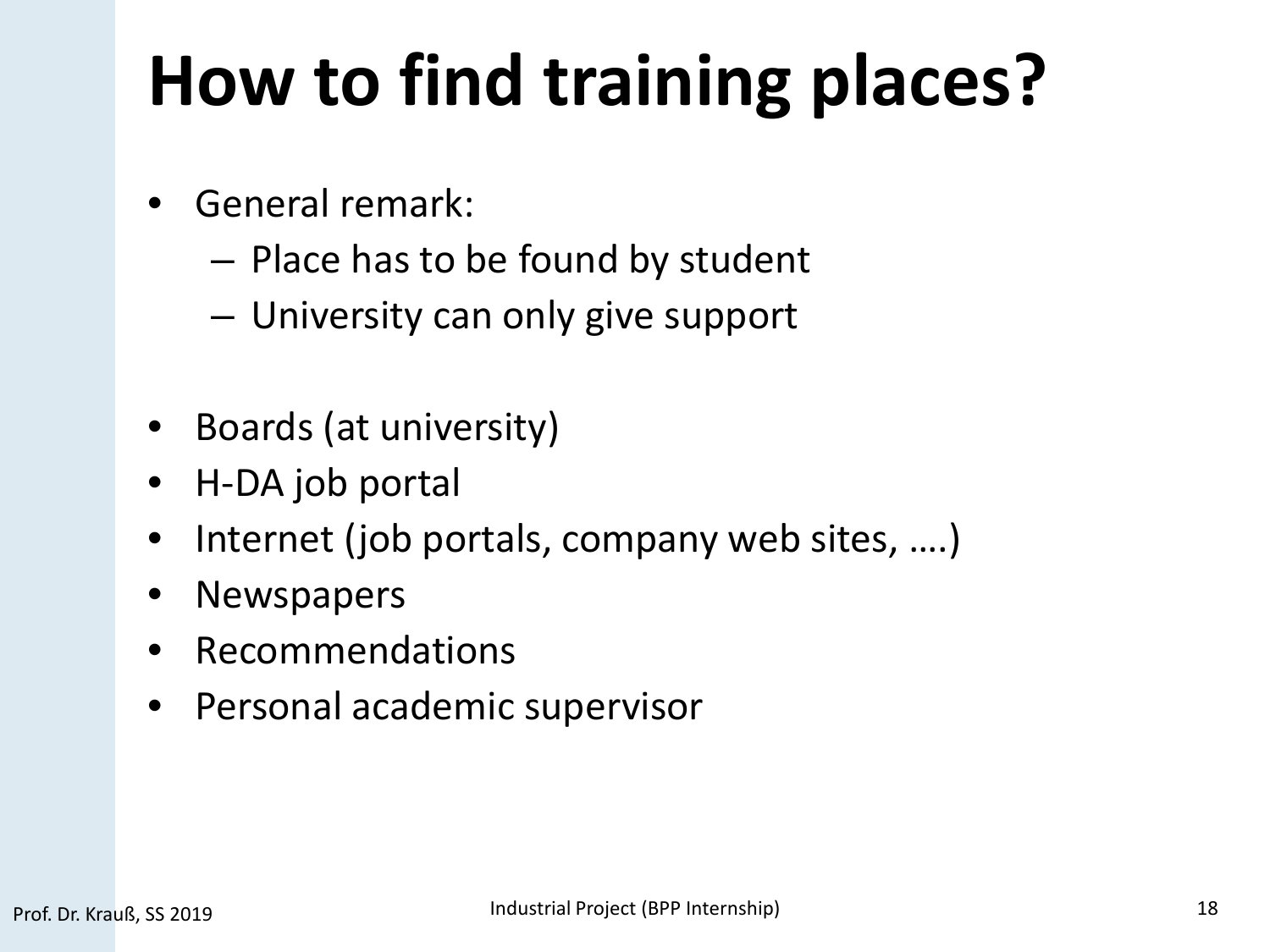# How to find training places?

- General remark:
  - Place has to be found by student
  - University can only give support

- Boards (at university)
- H-DA job portal
- Internet (job portals, company web sites, ….)
- Newspapers
- Recommendations
- Personal academic supervisor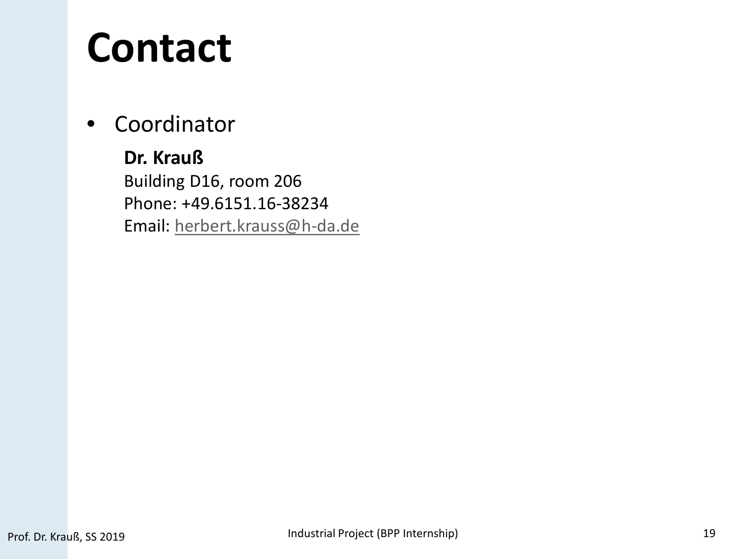# Contact

- Coordinator

  **Dr. Krauß**
  Building D16, room 206
  Phone: +49.6151.16-38234
  Email: herbert.krauss@h-da.de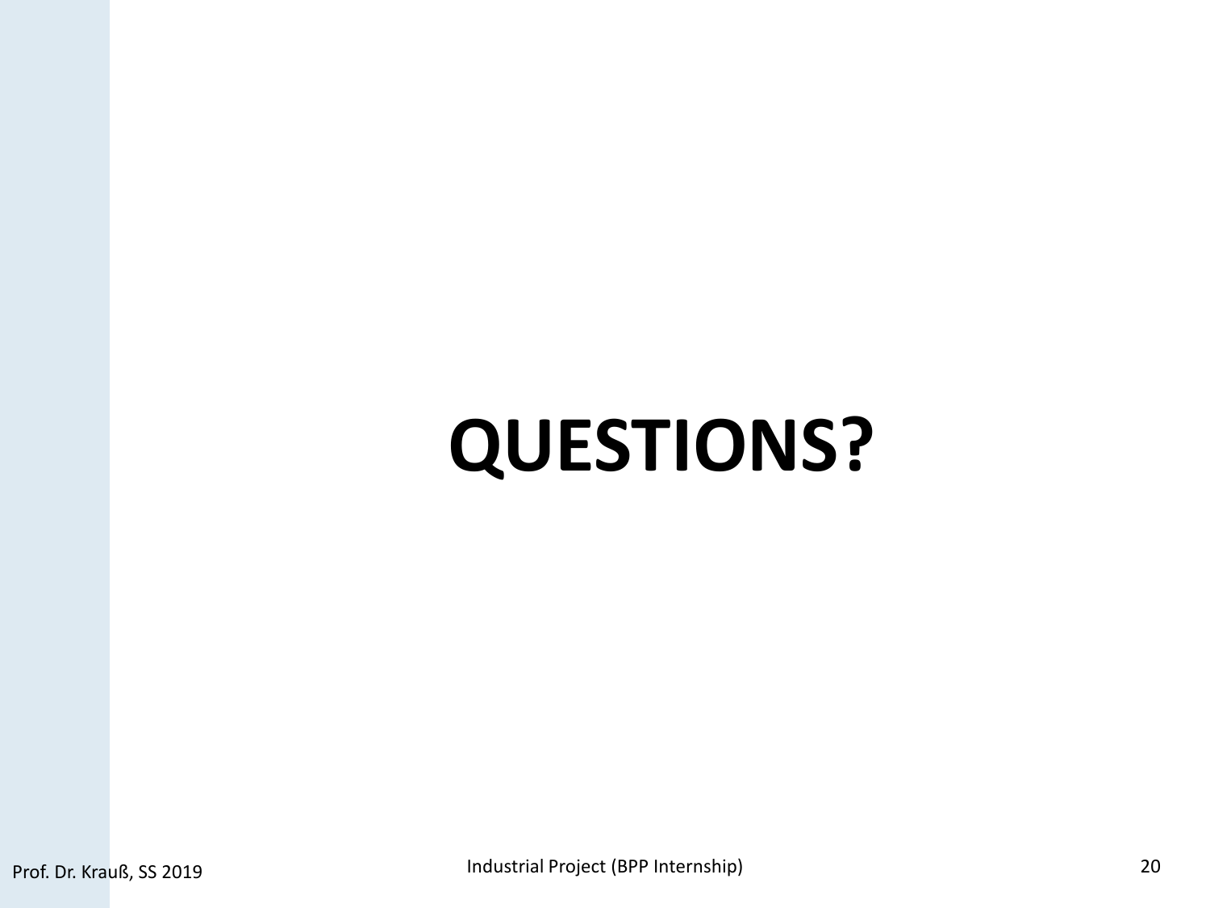# QUESTIONS?